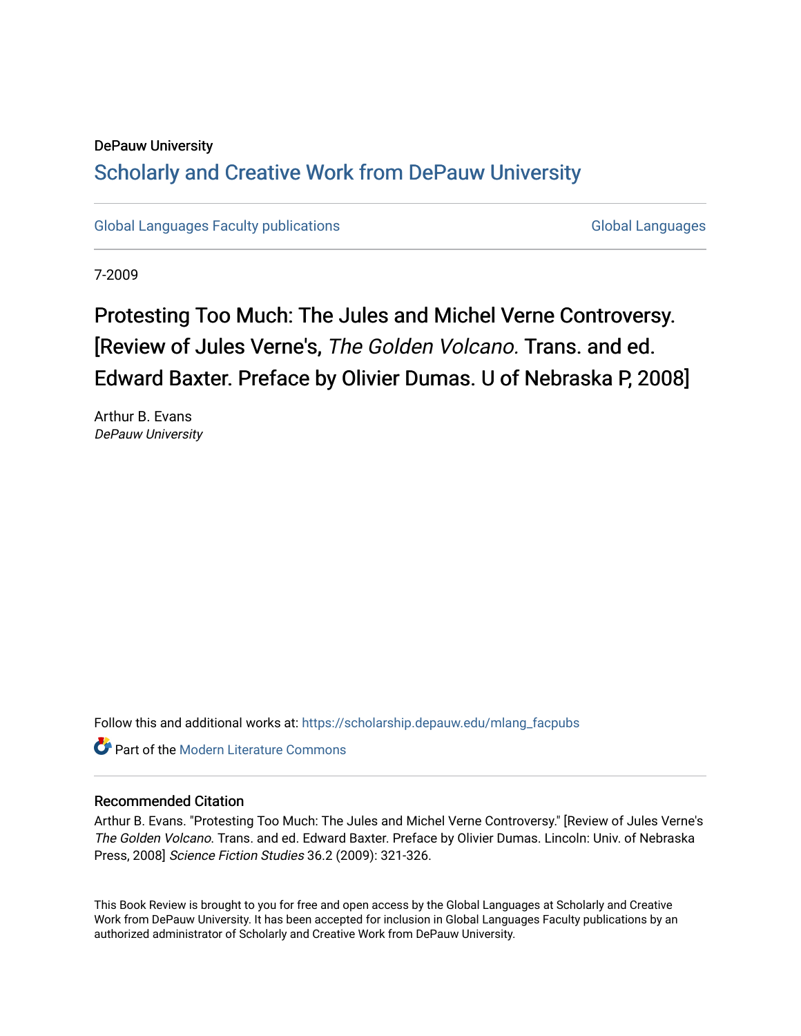DePauw University

## Scholarly and Creative Work from DePauw University

Global Languages Faculty publications

Global Languages

7-2009

# Protesting Too Much: The Jules and Michel Verne Controversy. [Review of Jules Verne's, *The Golden Volcano.* Trans. and ed. Edward Baxter. Preface by Olivier Dumas. U of Nebraska P, 2008]

Arthur B. Evans
*DePauw University*

Follow this and additional works at: https://scholarship.depauw.edu/mlang_facpubs

Part of the Modern Literature Commons

### Recommended Citation

Arthur B. Evans. "Protesting Too Much: The Jules and Michel Verne Controversy." [Review of Jules Verne's *The Golden Volcano*. Trans. and ed. Edward Baxter. Preface by Olivier Dumas. Lincoln: Univ. of Nebraska Press, 2008] *Science Fiction Studies* 36.2 (2009): 321-326.

This Book Review is brought to you for free and open access by the Global Languages at Scholarly and Creative Work from DePauw University. It has been accepted for inclusion in Global Languages Faculty publications by an authorized administrator of Scholarly and Creative Work from DePauw University.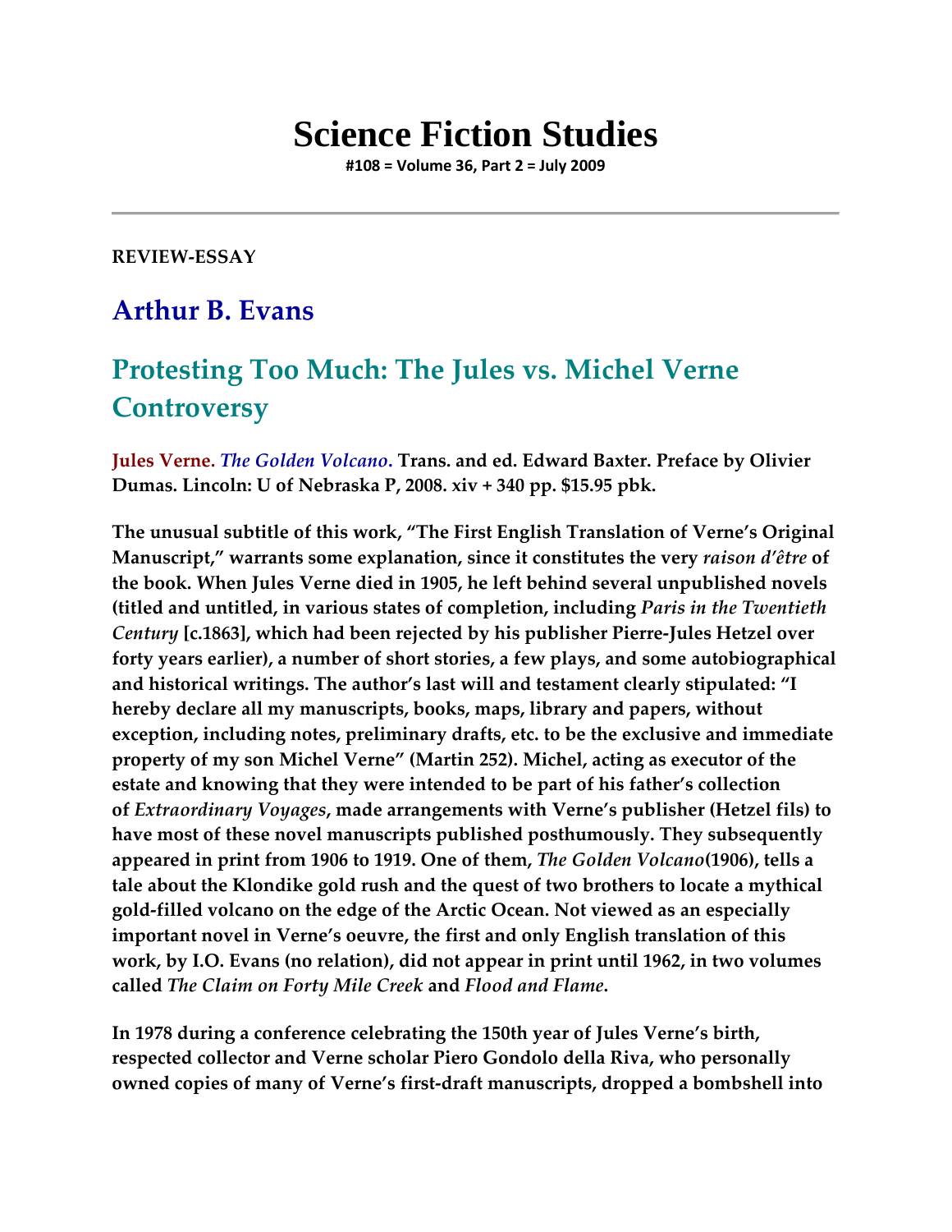# Science Fiction Studies

**#108 = Volume 36, Part 2 = July 2009**

---

**REVIEW-ESSAY**

## Arthur B. Evans

## Protesting Too Much: The Jules vs. Michel Verne Controversy

**Jules Verne. *The Golden Volcano*. Trans. and ed. Edward Baxter. Preface by Olivier Dumas. Lincoln: U of Nebraska P, 2008. xiv + 340 pp. $15.95 pbk.**

**The unusual subtitle of this work, "The First English Translation of Verne's Original Manuscript," warrants some explanation, since it constitutes the very *raison d'être* of the book. When Jules Verne died in 1905, he left behind several unpublished novels (titled and untitled, in various states of completion, including *Paris in the Twentieth Century* [c.1863], which had been rejected by his publisher Pierre-Jules Hetzel over forty years earlier), a number of short stories, a few plays, and some autobiographical and historical writings. The author's last will and testament clearly stipulated: "I hereby declare all my manuscripts, books, maps, library and papers, without exception, including notes, preliminary drafts, etc. to be the exclusive and immediate property of my son Michel Verne" (Martin 252). Michel, acting as executor of the estate and knowing that they were intended to be part of his father's collection of *Extraordinary Voyages*, made arrangements with Verne's publisher (Hetzel fils) to have most of these novel manuscripts published posthumously. They subsequently appeared in print from 1906 to 1919. One of them, *The Golden Volcano*(1906), tells a tale about the Klondike gold rush and the quest of two brothers to locate a mythical gold-filled volcano on the edge of the Arctic Ocean. Not viewed as an especially important novel in Verne's oeuvre, the first and only English translation of this work, by I.O. Evans (no relation), did not appear in print until 1962, in two volumes called *The Claim on Forty Mile Creek* and *Flood and Flame*.**

**In 1978 during a conference celebrating the 150th year of Jules Verne's birth, respected collector and Verne scholar Piero Gondolo della Riva, who personally owned copies of many of Verne's first-draft manuscripts, dropped a bombshell into**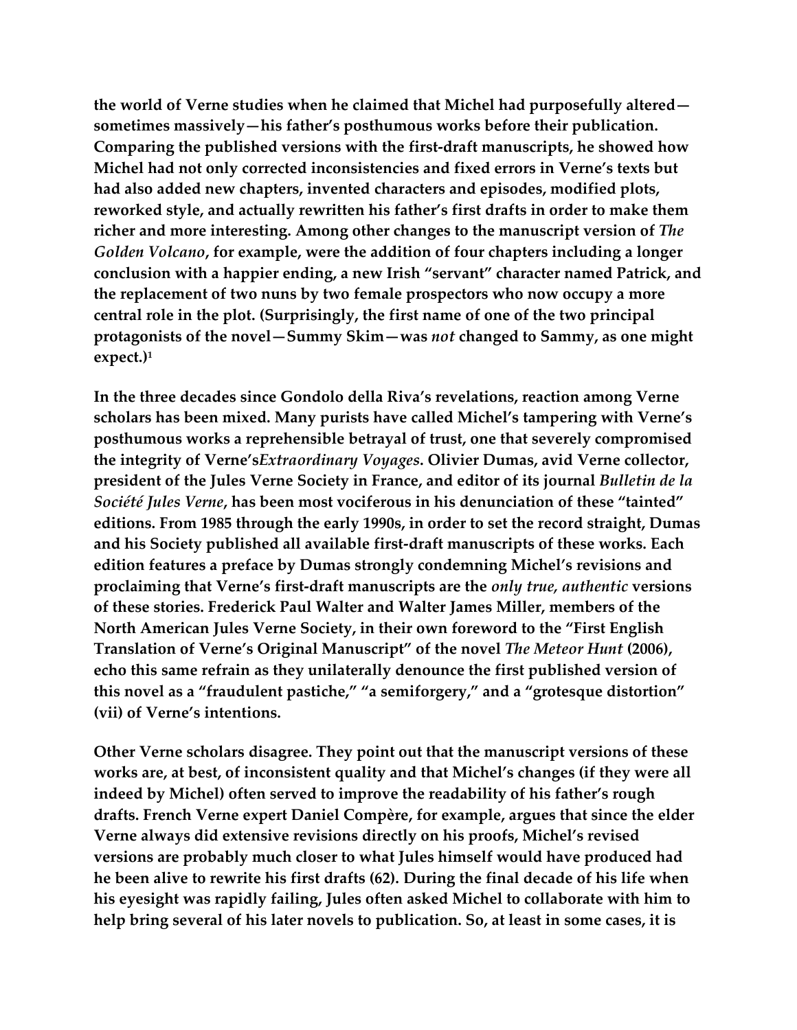the world of Verne studies when he claimed that Michel had purposefully altered—sometimes massively—his father's posthumous works before their publication. Comparing the published versions with the first-draft manuscripts, he showed how Michel had not only corrected inconsistencies and fixed errors in Verne's texts but had also added new chapters, invented characters and episodes, modified plots, reworked style, and actually rewritten his father's first drafts in order to make them richer and more interesting. Among other changes to the manuscript version of *The Golden Volcano*, for example, were the addition of four chapters including a longer conclusion with a happier ending, a new Irish "servant" character named Patrick, and the replacement of two nuns by two female prospectors who now occupy a more central role in the plot. (Surprisingly, the first name of one of the two principal protagonists of the novel—Summy Skim—was *not* changed to Sammy, as one might expect.)[1]

In the three decades since Gondolo della Riva's revelations, reaction among Verne scholars has been mixed. Many purists have called Michel's tampering with Verne's posthumous works a reprehensible betrayal of trust, one that severely compromised the integrity of Verne's *Extraordinary Voyages*. Olivier Dumas, avid Verne collector, president of the Jules Verne Society in France, and editor of its journal *Bulletin de la Société Jules Verne*, has been most vociferous in his denunciation of these "tainted" editions. From 1985 through the early 1990s, in order to set the record straight, Dumas and his Society published all available first-draft manuscripts of these works. Each edition features a preface by Dumas strongly condemning Michel's revisions and proclaiming that Verne's first-draft manuscripts are the *only true, authentic* versions of these stories. Frederick Paul Walter and Walter James Miller, members of the North American Jules Verne Society, in their own foreword to the "First English Translation of Verne's Original Manuscript" of the novel *The Meteor Hunt* (2006), echo this same refrain as they unilaterally denounce the first published version of this novel as a "fraudulent pastiche," "a semiforgery," and a "grotesque distortion" (vii) of Verne's intentions.

Other Verne scholars disagree. They point out that the manuscript versions of these works are, at best, of inconsistent quality and that Michel's changes (if they were all indeed by Michel) often served to improve the readability of his father's rough drafts. French Verne expert Daniel Compère, for example, argues that since the elder Verne always did extensive revisions directly on his proofs, Michel's revised versions are probably much closer to what Jules himself would have produced had he been alive to rewrite his first drafts (62). During the final decade of his life when his eyesight was rapidly failing, Jules often asked Michel to collaborate with him to help bring several of his later novels to publication. So, at least in some cases, it is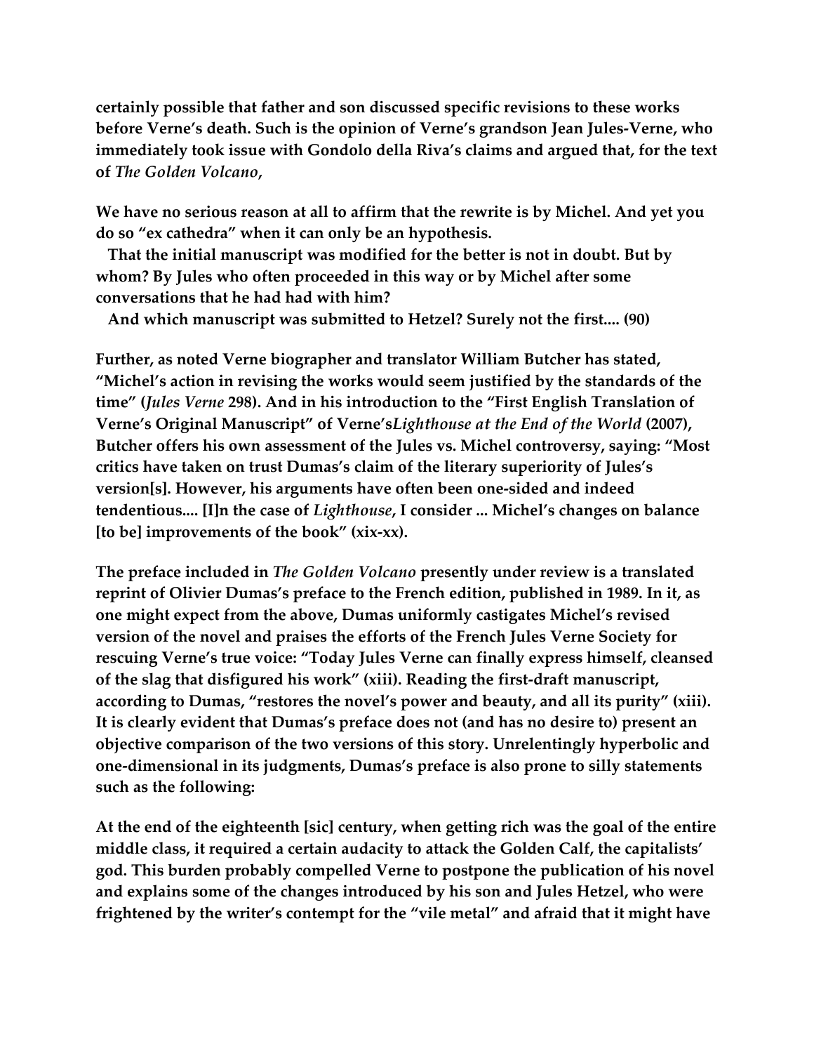certainly possible that father and son discussed specific revisions to these works before Verne's death. Such is the opinion of Verne's grandson Jean Jules-Verne, who immediately took issue with Gondolo della Riva's claims and argued that, for the text of *The Golden Volcano*,

> We have no serious reason at all to affirm that the rewrite is by Michel. And yet you do so "ex cathedra" when it can only be an hypothesis.
>
> That the initial manuscript was modified for the better is not in doubt. But by whom? By Jules who often proceeded in this way or by Michel after some conversations that he had had with him?
>
> And which manuscript was submitted to Hetzel? Surely not the first.... (90)

Further, as noted Verne biographer and translator William Butcher has stated, "Michel's action in revising the works would seem justified by the standards of the time" (*Jules Verne* 298). And in his introduction to the "First English Translation of Verne's Original Manuscript" of Verne's*Lighthouse at the End of the World* (2007), Butcher offers his own assessment of the Jules vs. Michel controversy, saying: "Most critics have taken on trust Dumas's claim of the literary superiority of Jules's version[s]. However, his arguments have often been one-sided and indeed tendentious.... [I]n the case of *Lighthouse*, I consider ... Michel's changes on balance [to be] improvements of the book" (xix-xx).

The preface included in *The Golden Volcano* presently under review is a translated reprint of Olivier Dumas's preface to the French edition, published in 1989. In it, as one might expect from the above, Dumas uniformly castigates Michel's revised version of the novel and praises the efforts of the French Jules Verne Society for rescuing Verne's true voice: "Today Jules Verne can finally express himself, cleansed of the slag that disfigured his work" (xiii). Reading the first-draft manuscript, according to Dumas, "restores the novel's power and beauty, and all its purity" (xiii). It is clearly evident that Dumas's preface does not (and has no desire to) present an objective comparison of the two versions of this story. Unrelentingly hyperbolic and one-dimensional in its judgments, Dumas's preface is also prone to silly statements such as the following:

> At the end of the eighteenth [sic] century, when getting rich was the goal of the entire middle class, it required a certain audacity to attack the Golden Calf, the capitalists' god. This burden probably compelled Verne to postpone the publication of his novel and explains some of the changes introduced by his son and Jules Hetzel, who were frightened by the writer's contempt for the "vile metal" and afraid that it might have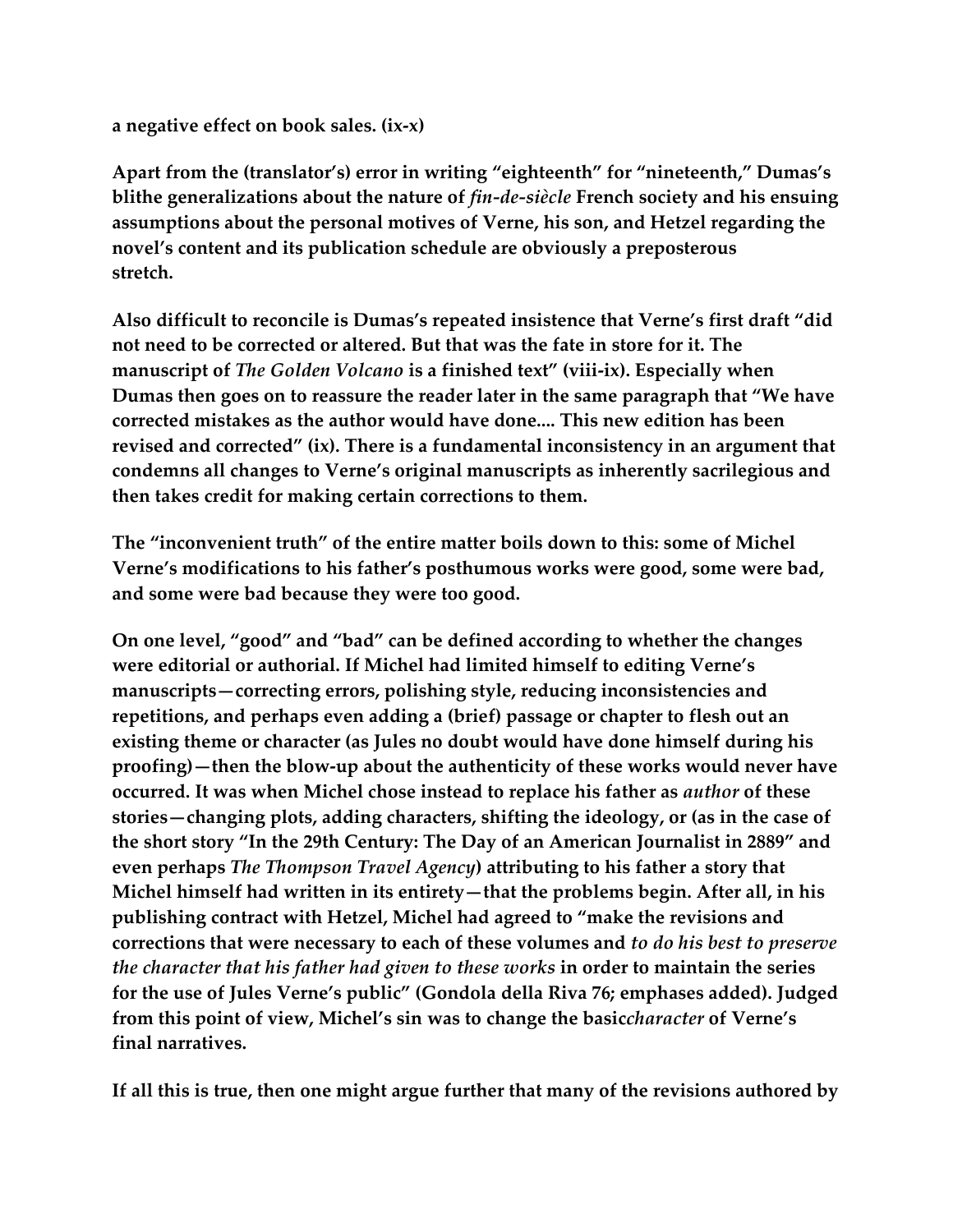a negative effect on book sales. (ix-x)

Apart from the (translator's) error in writing "eighteenth" for "nineteenth," Dumas's blithe generalizations about the nature of *fin-de-siècle* French society and his ensuing assumptions about the personal motives of Verne, his son, and Hetzel regarding the novel's content and its publication schedule are obviously a preposterous stretch.

Also difficult to reconcile is Dumas's repeated insistence that Verne's first draft "did not need to be corrected or altered. But that was the fate in store for it. The manuscript of *The Golden Volcano* is a finished text" (viii-ix). Especially when Dumas then goes on to reassure the reader later in the same paragraph that "We have corrected mistakes as the author would have done.... This new edition has been revised and corrected" (ix). There is a fundamental inconsistency in an argument that condemns all changes to Verne's original manuscripts as inherently sacrilegious and then takes credit for making certain corrections to them.

The "inconvenient truth" of the entire matter boils down to this: some of Michel Verne's modifications to his father's posthumous works were good, some were bad, and some were bad because they were too good.

On one level, "good" and "bad" can be defined according to whether the changes were editorial or authorial. If Michel had limited himself to editing Verne's manuscripts—correcting errors, polishing style, reducing inconsistencies and repetitions, and perhaps even adding a (brief) passage or chapter to flesh out an existing theme or character (as Jules no doubt would have done himself during his proofing)—then the blow-up about the authenticity of these works would never have occurred. It was when Michel chose instead to replace his father as *author* of these stories—changing plots, adding characters, shifting the ideology, or (as in the case of the short story "In the 29th Century: The Day of an American Journalist in 2889" and even perhaps *The Thompson Travel Agency*) attributing to his father a story that Michel himself had written in its entirety—that the problems begin. After all, in his publishing contract with Hetzel, Michel had agreed to "make the revisions and corrections that were necessary to each of these volumes and *to do his best to preserve the character that his father had given to these works* in order to maintain the series for the use of Jules Verne's public" (Gondola della Riva 76; emphases added). Judged from this point of view, Michel's sin was to change the basic *character* of Verne's final narratives.

If all this is true, then one might argue further that many of the revisions authored by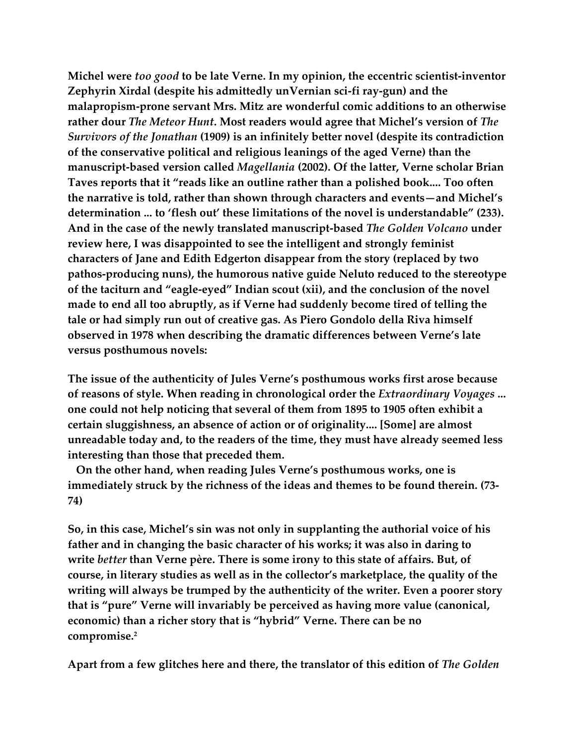Michel were *too good* to be late Verne. In my opinion, the eccentric scientist-inventor Zephyrin Xirdal (despite his admittedly unVernian sci-fi ray-gun) and the malapropism-prone servant Mrs. Mitz are wonderful comic additions to an otherwise rather dour *The Meteor Hunt*. Most readers would agree that Michel's version of *The Survivors of the Jonathan* (1909) is an infinitely better novel (despite its contradiction of the conservative political and religious leanings of the aged Verne) than the manuscript-based version called *Magellania* (2002). Of the latter, Verne scholar Brian Taves reports that it "reads like an outline rather than a polished book.... Too often the narrative is told, rather than shown through characters and events—and Michel's determination ... to 'flesh out' these limitations of the novel is understandable" (233). And in the case of the newly translated manuscript-based *The Golden Volcano* under review here, I was disappointed to see the intelligent and strongly feminist characters of Jane and Edith Edgerton disappear from the story (replaced by two pathos-producing nuns), the humorous native guide Neluto reduced to the stereotype of the taciturn and "eagle-eyed" Indian scout (xii), and the conclusion of the novel made to end all too abruptly, as if Verne had suddenly become tired of telling the tale or had simply run out of creative gas. As Piero Gondolo della Riva himself observed in 1978 when describing the dramatic differences between Verne's late versus posthumous novels:

> The issue of the authenticity of Jules Verne's posthumous works first arose because of reasons of style. When reading in chronological order the *Extraordinary Voyages* ... one could not help noticing that several of them from 1895 to 1905 often exhibit a certain sluggishness, an absence of action or of originality.... [Some] are almost unreadable today and, to the readers of the time, they must have already seemed less interesting than those that preceded them.
>
> On the other hand, when reading Jules Verne's posthumous works, one is immediately struck by the richness of the ideas and themes to be found therein. (73-74)

So, in this case, Michel's sin was not only in supplanting the authorial voice of his father and in changing the basic character of his works; it was also in daring to write *better* than Verne père. There is some irony to this state of affairs. But, of course, in literary studies as well as in the collector's marketplace, the quality of the writing will always be trumped by the authenticity of the writer. Even a poorer story that is "pure" Verne will invariably be perceived as having more value (canonical, economic) than a richer story that is "hybrid" Verne. There can be no compromise.[2]

Apart from a few glitches here and there, the translator of this edition of *The Golden*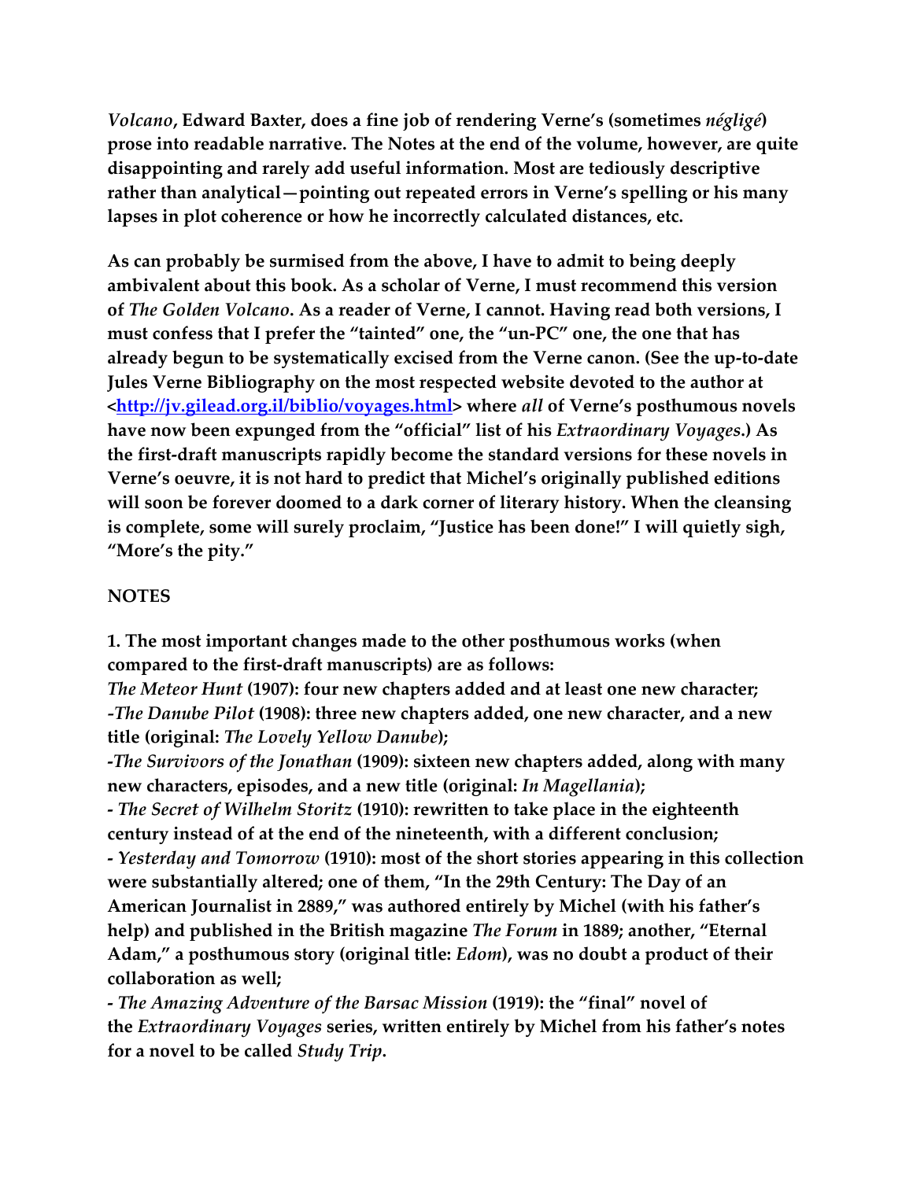*Volcano*, **Edward Baxter, does a fine job of rendering Verne's (sometimes** ***négligé*****) prose into readable narrative. The Notes at the end of the volume, however, are quite disappointing and rarely add useful information. Most are tediously descriptive rather than analytical—pointing out repeated errors in Verne's spelling or his many lapses in plot coherence or how he incorrectly calculated distances, etc.**

**As can probably be surmised from the above, I have to admit to being deeply ambivalent about this book. As a scholar of Verne, I must recommend this version of** ***The Golden Volcano*****. As a reader of Verne, I cannot. Having read both versions, I must confess that I prefer the "tainted" one, the "un-PC" one, the one that has already begun to be systematically excised from the Verne canon. (See the up-to-date Jules Verne Bibliography on the most respected website devoted to the author at <[http://jv.gilead.org.il/biblio/voyages.html](http://jv.gilead.org.il/biblio/voyages.html)> where** ***all*** **of Verne's posthumous novels have now been expunged from the "official" list of his** ***Extraordinary Voyages*****.) As the first-draft manuscripts rapidly become the standard versions for these novels in Verne's oeuvre, it is not hard to predict that Michel's originally published editions will soon be forever doomed to a dark corner of literary history. When the cleansing is complete, some will surely proclaim, "Justice has been done!" I will quietly sigh, "More's the pity."**

**NOTES**

**1. The most important changes made to the other posthumous works (when compared to the first-draft manuscripts) are as follows:**
***The Meteor Hunt*** **(1907): four new chapters added and at least one new character;**
**-*The Danube Pilot*** **(1908): three new chapters added, one new character, and a new title (original:** ***The Lovely Yellow Danube*****);**
**-*The Survivors of the Jonathan*** **(1909): sixteen new chapters added, along with many new characters, episodes, and a new title (original:** ***In Magellania*****);**
**-** ***The Secret of Wilhelm Storitz*** **(1910): rewritten to take place in the eighteenth century instead of at the end of the nineteenth, with a different conclusion;**
**-** ***Yesterday and Tomorrow*** **(1910): most of the short stories appearing in this collection were substantially altered; one of them, "In the 29th Century: The Day of an American Journalist in 2889," was authored entirely by Michel (with his father's help) and published in the British magazine** ***The Forum*** **in 1889; another, "Eternal Adam," a posthumous story (original title:** ***Edom*****), was no doubt a product of their collaboration as well;**
**-** ***The Amazing Adventure of the Barsac Mission*** **(1919): the "final" novel of the** ***Extraordinary Voyages*** **series, written entirely by Michel from his father's notes for a novel to be called** ***Study Trip*****.**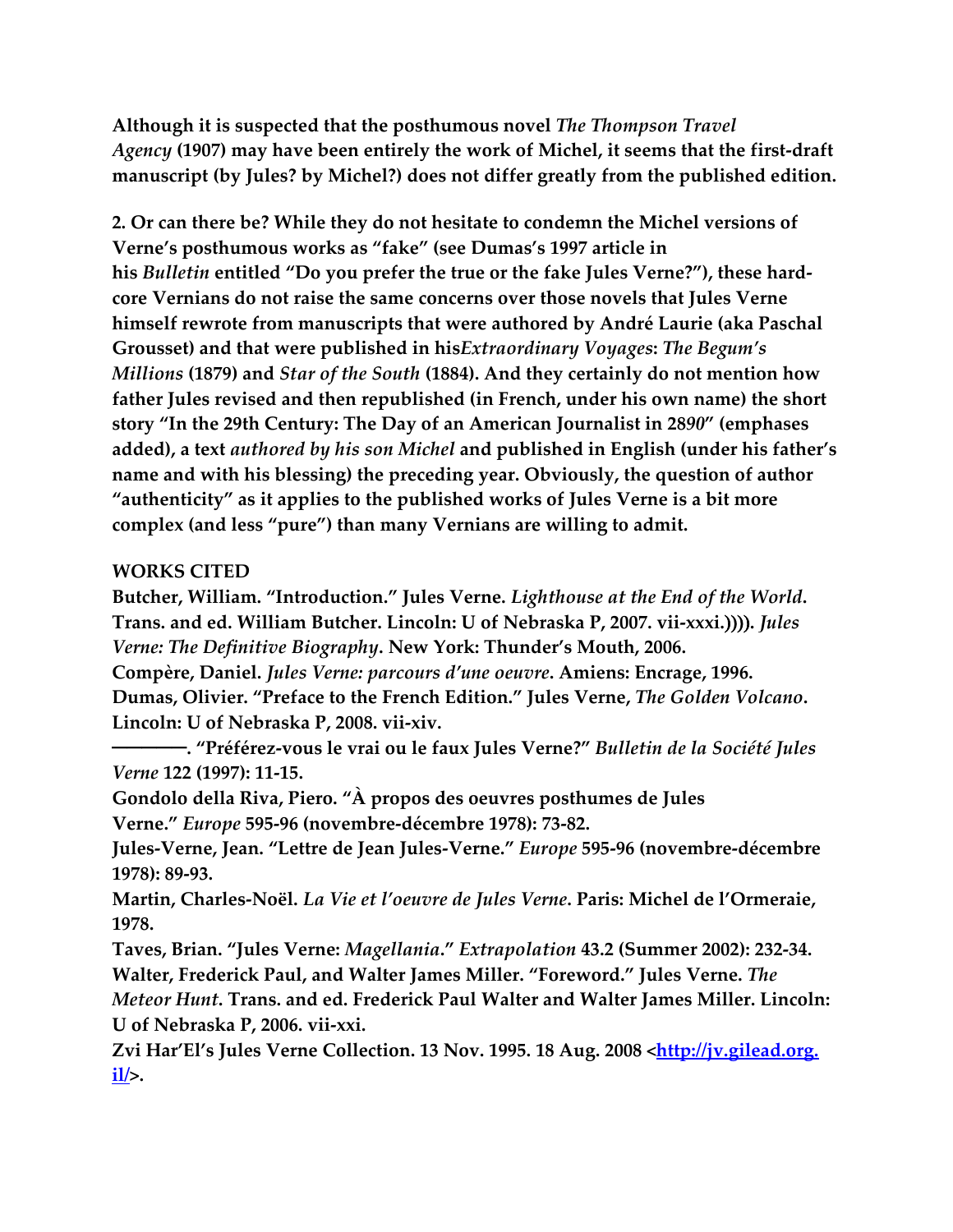**Although it is suspected that the posthumous novel *The Thompson Travel Agency* (1907) may have been entirely the work of Michel, it seems that the first-draft manuscript (by Jules? by Michel?) does not differ greatly from the published edition.**

**2. Or can there be? While they do not hesitate to condemn the Michel versions of Verne's posthumous works as "fake" (see Dumas's 1997 article in his *Bulletin* entitled "Do you prefer the true or the fake Jules Verne?"), these hard-core Vernians do not raise the same concerns over those novels that Jules Verne himself rewrote from manuscripts that were authored by André Laurie (aka Paschal Grousset) and that were published in his*Extraordinary Voyages*: *The Begum's Millions* (1879) and *Star of the South* (1884). And they certainly do not mention how father Jules revised and then republished (in French, under his own name) the short story "In the 29th Century: The Day of an American Journalist in 2890" (emphases added), a text *authored by his son Michel* and published in English (under his father's name and with his blessing) the preceding year. Obviously, the question of author "authenticity" as it applies to the published works of Jules Verne is a bit more complex (and less "pure") than many Vernians are willing to admit.**

**WORKS CITED**

**Butcher, William. "Introduction." Jules Verne. *Lighthouse at the End of the World*. Trans. and ed. William Butcher. Lincoln: U of Nebraska P, 2007. vii-xxxi.)))). *Jules Verne: The Definitive Biography*. New York: Thunder's Mouth, 2006.**

**Compère, Daniel. *Jules Verne: parcours d'une oeuvre*. Amiens: Encrage, 1996.**

**Dumas, Olivier. "Preface to the French Edition." Jules Verne, *The Golden Volcano*. Lincoln: U of Nebraska P, 2008. vii-xiv.**

**———. "Préférez-vous le vrai ou le faux Jules Verne?" *Bulletin de la Société Jules Verne* 122 (1997): 11-15.**

**Gondolo della Riva, Piero. "À propos des oeuvres posthumes de Jules Verne." *Europe* 595-96 (novembre-décembre 1978): 73-82.**

**Jules-Verne, Jean. "Lettre de Jean Jules-Verne." *Europe* 595-96 (novembre-décembre 1978): 89-93.**

**Martin, Charles-Noël. *La Vie et l'oeuvre de Jules Verne*. Paris: Michel de l'Ormeraie, 1978.**

**Taves, Brian. "Jules Verne: *Magellania*." *Extrapolation* 43.2 (Summer 2002): 232-34.**

**Walter, Frederick Paul, and Walter James Miller. "Foreword." Jules Verne. *The Meteor Hunt*. Trans. and ed. Frederick Paul Walter and Walter James Miller. Lincoln: U of Nebraska P, 2006. vii-xxi.**

**Zvi Har'El's Jules Verne Collection. 13 Nov. 1995. 18 Aug. 2008 <[http://jv.gilead.org.il/](http://jv.gilead.org.il/)>.**